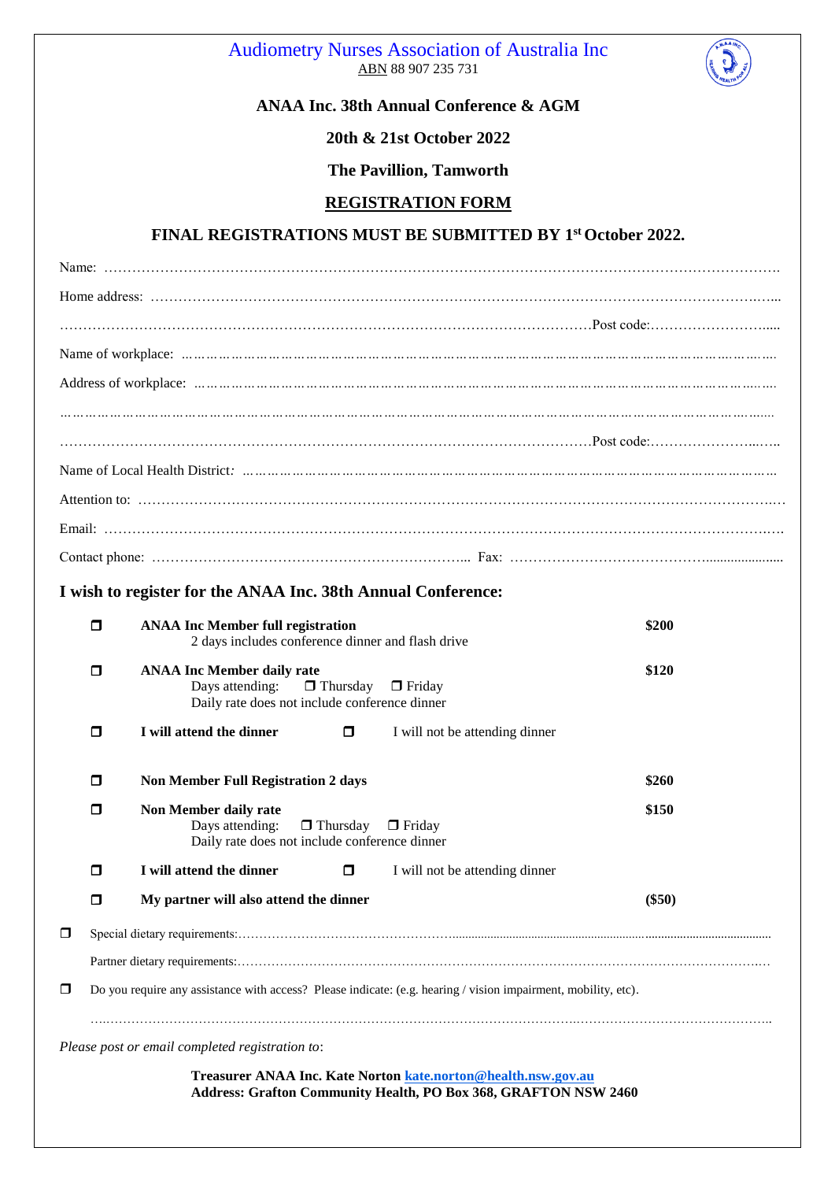# Audiometry Nurses Association of Australia Inc

ABN 88 907 235 731

**ANAA Inc. 38th Annual Conference & AGM**

**20th & 21st October 2022**

**The Pavillion, Tamworth**

## REGISTRATION FORM

**FINAL REGISTRATIONS MUST BE SUBMITTED BY 1st October 2022.**

Name: ……………………………………………………………………………………………………………………………

Home address: ……………………………………………………………………………………………………………………

……………………………………………………………………………………………………Post code:…………………….....

Name of workplace: ………………………………………………………………………………………………………………

Address of workplace: ……………………………………………………………………………………………………………

……………………………………………………………………………………………………………………………………

……………………………………………………………………………………………………Post code:…………………...…..

Name of Local Health District: ……………………………………………………………………………………………………

Attention to: ………………………………………………………………………………………………………………………

Email: ……………………………………………………………………………………………………………………………

Contact phone: ………………………………………………………... Fax: ……………………………………......................

### I wish to register for the ANAA Inc. 38th Annual Conference:

☐ **ANAA Inc Member full registration** — **$200**
2 days includes conference dinner and flash drive

☐ **ANAA Inc Member daily rate** — **$120**
Days attending: ☐ Thursday ☐ Friday
Daily rate does not include conference dinner

☐ **I will attend the dinner** ☐ I will not be attending dinner

☐ **Non Member Full Registration 2 days** — **$260**

☐ **Non Member daily rate** — **$150**
Days attending: ☐ Thursday ☐ Friday
Daily rate does not include conference dinner

☐ **I will attend the dinner** ☐ I will not be attending dinner

☐ **My partner will also attend the dinner** — **($50)**

☐ Special dietary requirements:……………………………………………………………………………………………

Partner dietary requirements:………………………………………………………………………………………………

☐ Do you require any assistance with access? Please indicate: (e.g. hearing / vision impairment, mobility, etc).

……………………………………………………………………………………………………………………………………

*Please post or email completed registration to*:

**Treasurer ANAA Inc. Kate Norton kate.norton@health.nsw.gov.au**
**Address: Grafton Community Health, PO Box 368, GRAFTON NSW 2460**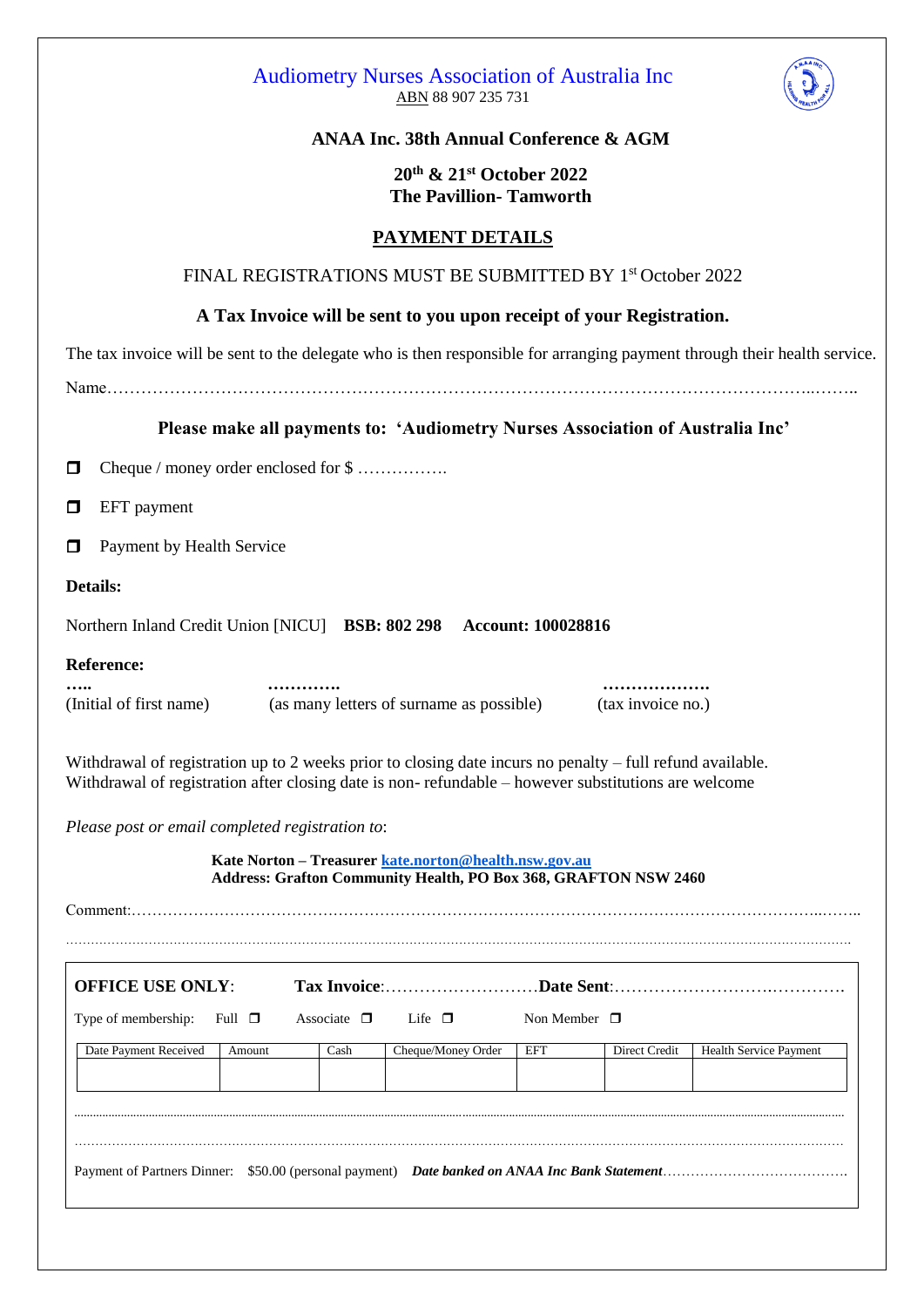Audiometry Nurses Association of Australia Inc
ABN 88 907 235 731

**ANAA Inc. 38th Annual Conference & AGM**

**20th & 21st October 2022**
**The Pavillion- Tamworth**

## PAYMENT DETAILS

FINAL REGISTRATIONS MUST BE SUBMITTED BY 1st October 2022

**A Tax Invoice will be sent to you upon receipt of your Registration.**

The tax invoice will be sent to the delegate who is then responsible for arranging payment through their health service.

Name……………………………………………………………………………………………………………..……..

**Please make all payments to: 'Audiometry Nurses Association of Australia Inc'**

- ❒ Cheque / money order enclosed for $ …………….
- ❒ EFT payment
- ❒ Payment by Health Service

**Details:**

Northern Inland Credit Union [NICU] **BSB: 802 298** **Account: 100028816**

**Reference:**

| | | |
|---|---|---|
| ….. | …………. | ………………. |
| (Initial of first name) | (as many letters of surname as possible) | (tax invoice no.) |

Withdrawal of registration up to 2 weeks prior to closing date incurs no penalty – full refund available.
Withdrawal of registration after closing date is non- refundable – however substitutions are welcome

*Please post or email completed registration to*:

**Kate Norton – Treasurer** kate.norton@health.nsw.gov.au
**Address: Grafton Community Health, PO Box 368, GRAFTON NSW 2460**

Comment:…………………………………………………………………………………………………………………..……..

……………………………………………………………………………………………………………………………………

**OFFICE USE ONLY**: **Tax Invoice**:………………………**Date Sent**:……………………….…………

Type of membership: Full ❒ Associate ❒ Life ❒ Non Member ❒

| Date Payment Received | Amount | Cash | Cheque/Money Order | EFT | Direct Credit | Health Service Payment |
|---|---|---|---|---|---|---|
| | | | | | | |

……………………………………………………………………………………………………………………………………

……………………………………………………………………………………………………………………………………

Payment of Partners Dinner: $50.00 (personal payment) ***Date banked on ANAA Inc Bank Statement***………………………………….